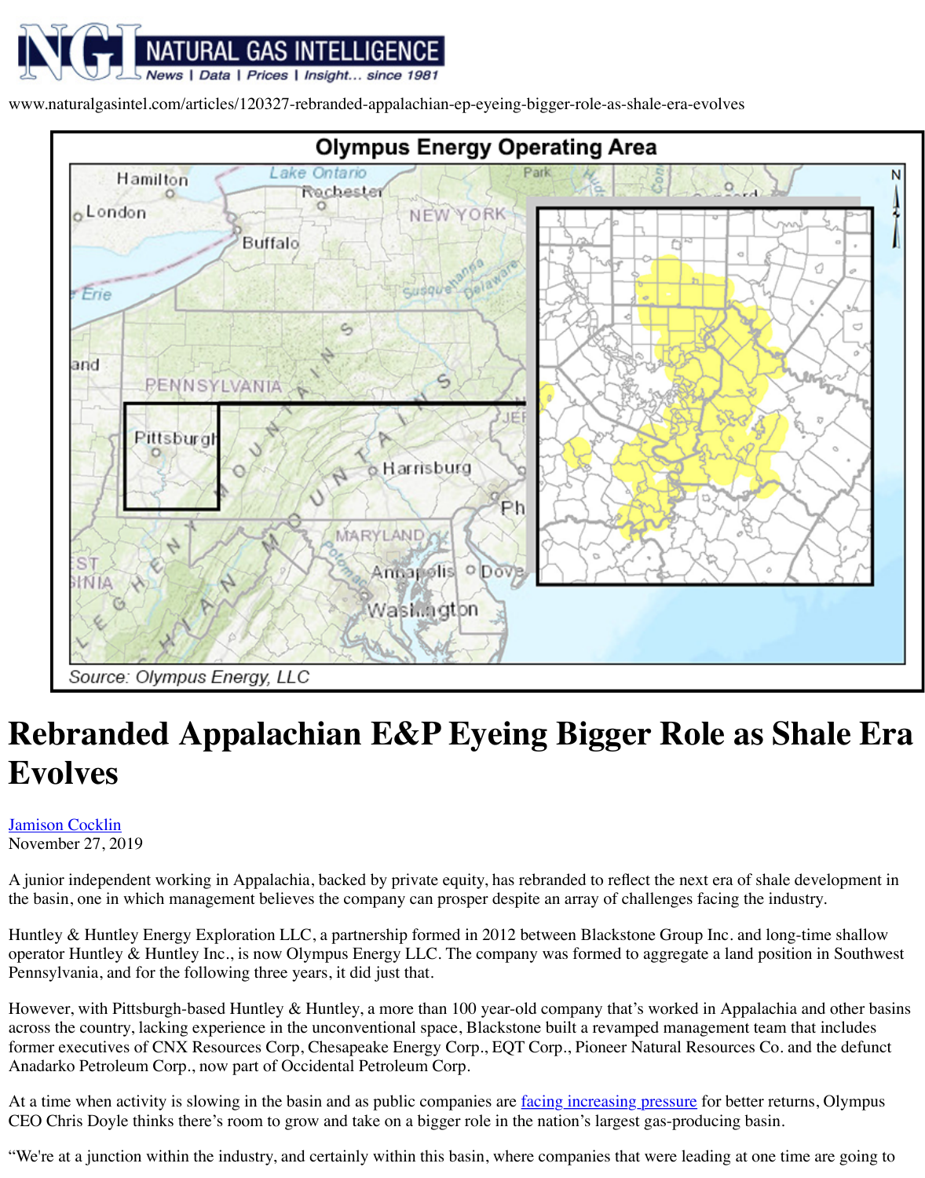www.naturalgasintel.com/articles/120327-rebranded-appalachian-ep-eyeing-bigger-role-as-shale-era-evolves

**Olympus Energy Operating Area**

Source: Olympus Energy, LLC

# Rebranded Appalachian E&P Eyeing Bigger Role as Shale Era Evolves

Jamison Cocklin
November 27, 2019

A junior independent working in Appalachia, backed by private equity, has rebranded to reflect the next era of shale development in the basin, one in which management believes the company can prosper despite an array of challenges facing the industry.

Huntley & Huntley Energy Exploration LLC, a partnership formed in 2012 between Blackstone Group Inc. and long-time shallow operator Huntley & Huntley Inc., is now Olympus Energy LLC. The company was formed to aggregate a land position in Southwest Pennsylvania, and for the following three years, it did just that.

However, with Pittsburgh-based Huntley & Huntley, a more than 100 year-old company that's worked in Appalachia and other basins across the country, lacking experience in the unconventional space, Blackstone built a revamped management team that includes former executives of CNX Resources Corp, Chesapeake Energy Corp., EQT Corp., Pioneer Natural Resources Co. and the defunct Anadarko Petroleum Corp., now part of Occidental Petroleum Corp.

At a time when activity is slowing in the basin and as public companies are facing increasing pressure for better returns, Olympus CEO Chris Doyle thinks there's room to grow and take on a bigger role in the nation's largest gas-producing basin.

"We're at a junction within the industry, and certainly within this basin, where companies that were leading at one time are going to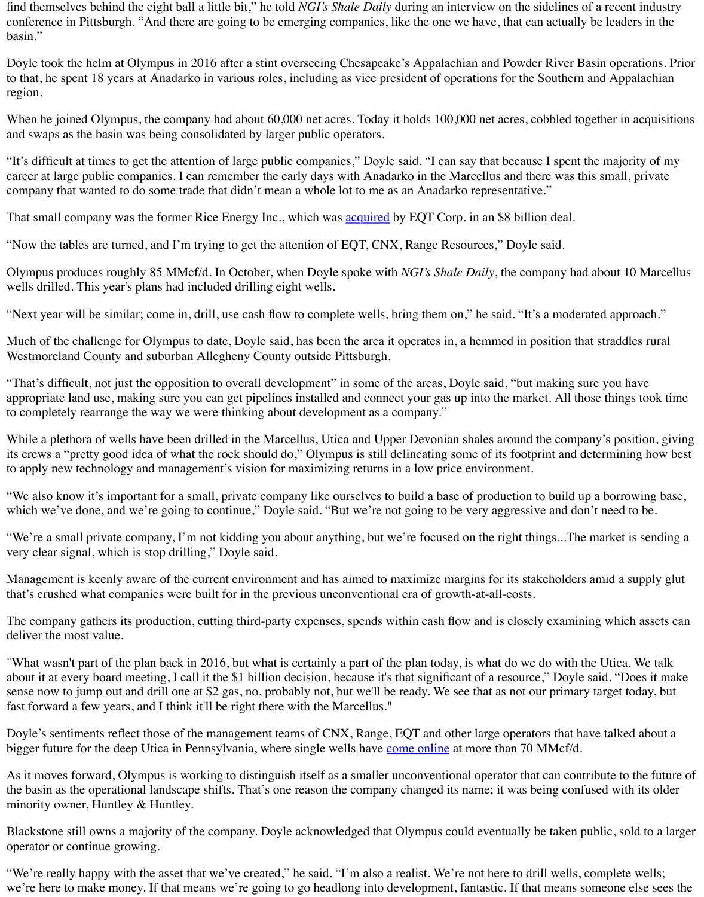find themselves behind the eight ball a little bit," he told *NGI's Shale Daily* during an interview on the sidelines of a recent industry conference in Pittsburgh. "And there are going to be emerging companies, like the one we have, that can actually be leaders in the basin."

Doyle took the helm at Olympus in 2016 after a stint overseeing Chesapeake's Appalachian and Powder River Basin operations. Prior to that, he spent 18 years at Anadarko in various roles, including as vice president of operations for the Southern and Appalachian region.

When he joined Olympus, the company had about 60,000 net acres. Today it holds 100,000 net acres, cobbled together in acquisitions and swaps as the basin was being consolidated by larger public operators.

"It's difficult at times to get the attention of large public companies," Doyle said. "I can say that because I spent the majority of my career at large public companies. I can remember the early days with Anadarko in the Marcellus and there was this small, private company that wanted to do some trade that didn't mean a whole lot to me as an Anadarko representative."

That small company was the former Rice Energy Inc., which was acquired by EQT Corp. in an $8 billion deal.

"Now the tables are turned, and I'm trying to get the attention of EQT, CNX, Range Resources," Doyle said.

Olympus produces roughly 85 MMcf/d. In October, when Doyle spoke with *NGI's Shale Daily*, the company had about 10 Marcellus wells drilled. This year's plans had included drilling eight wells.

"Next year will be similar; come in, drill, use cash flow to complete wells, bring them on," he said. "It's a moderated approach."

Much of the challenge for Olympus to date, Doyle said, has been the area it operates in, a hemmed in position that straddles rural Westmoreland County and suburban Allegheny County outside Pittsburgh.

"That's difficult, not just the opposition to overall development" in some of the areas, Doyle said, "but making sure you have appropriate land use, making sure you can get pipelines installed and connect your gas up into the market. All those things took time to completely rearrange the way we were thinking about development as a company."

While a plethora of wells have been drilled in the Marcellus, Utica and Upper Devonian shales around the company's position, giving its crews a "pretty good idea of what the rock should do," Olympus is still delineating some of its footprint and determining how best to apply new technology and management's vision for maximizing returns in a low price environment.

"We also know it's important for a small, private company like ourselves to build a base of production to build up a borrowing base, which we've done, and we're going to continue," Doyle said. "But we're not going to be very aggressive and don't need to be.

"We're a small private company, I'm not kidding you about anything, but we're focused on the right things...The market is sending a very clear signal, which is stop drilling," Doyle said.

Management is keenly aware of the current environment and has aimed to maximize margins for its stakeholders amid a supply glut that's crushed what companies were built for in the previous unconventional era of growth-at-all-costs.

The company gathers its production, cutting third-party expenses, spends within cash flow and is closely examining which assets can deliver the most value.

"What wasn't part of the plan back in 2016, but what is certainly a part of the plan today, is what do we do with the Utica. We talk about it at every board meeting, I call it the $1 billion decision, because it's that significant of a resource," Doyle said. "Does it make sense now to jump out and drill one at $2 gas, no, probably not, but we'll be ready. We see that as not our primary target today, but fast forward a few years, and I think it'll be right there with the Marcellus."

Doyle's sentiments reflect those of the management teams of CNX, Range, EQT and other large operators that have talked about a bigger future for the deep Utica in Pennsylvania, where single wells have come online at more than 70 MMcf/d.

As it moves forward, Olympus is working to distinguish itself as a smaller unconventional operator that can contribute to the future of the basin as the operational landscape shifts. That's one reason the company changed its name; it was being confused with its older minority owner, Huntley & Huntley.

Blackstone still owns a majority of the company. Doyle acknowledged that Olympus could eventually be taken public, sold to a larger operator or continue growing.

"We're really happy with the asset that we've created," he said. "I'm also a realist. We're not here to drill wells, complete wells; we're here to make money. If that means we're going to go headlong into development, fantastic. If that means someone else sees the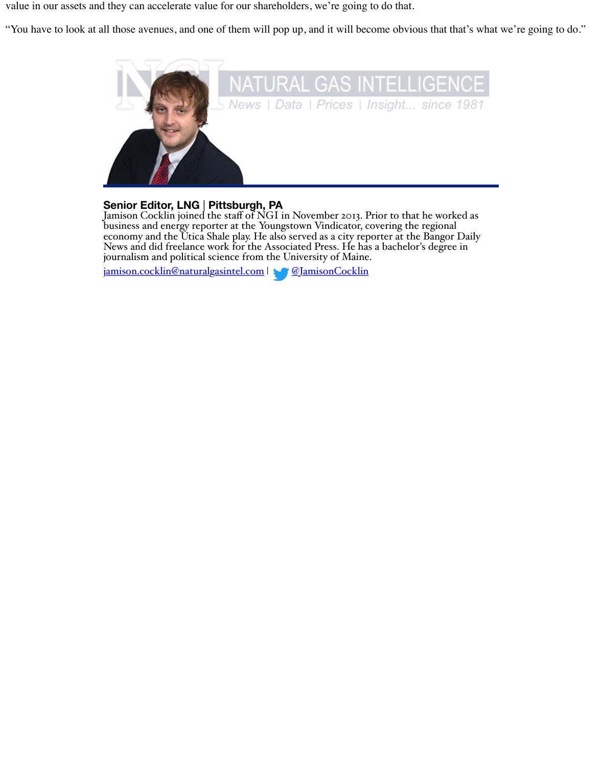value in our assets and they can accelerate value for our shareholders, we're going to do that.

"You have to look at all those avenues, and one of them will pop up, and it will become obvious that that's what we're going to do."

NATURAL GAS INTELLIGENCE

News | Data | Prices | Insight... since 1981

**Senior Editor, LNG | Pittsburgh, PA**

Jamison Cocklin joined the staff of NGI in November 2013. Prior to that he worked as business and energy reporter at the Youngstown Vindicator, covering the regional economy and the Utica Shale play. He also served as a city reporter at the Bangor Daily News and did freelance work for the Associated Press. He has a bachelor's degree in journalism and political science from the University of Maine.

jamison.cocklin@naturalgasintel.com | @JamisonCocklin